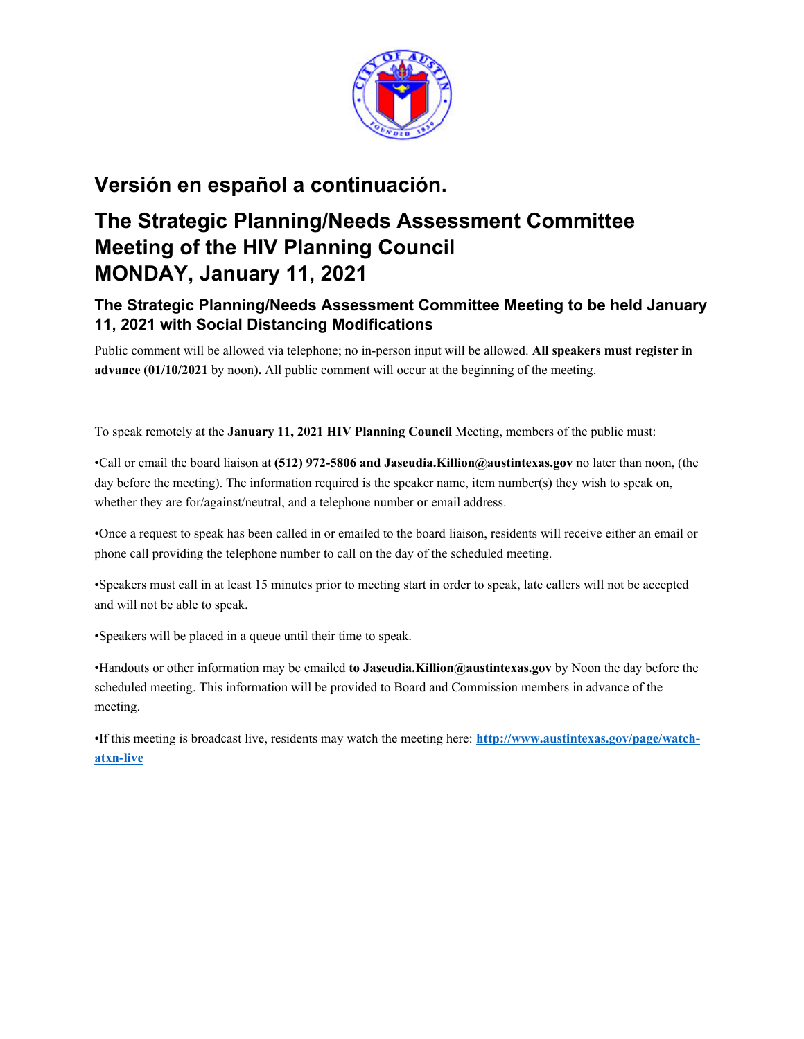## Versión en español a continuación.

# The Strategic Planning/Needs Assessment Committee Meeting of the HIV Planning Council MONDAY, January 11, 2021

### The Strategic Planning/Needs Assessment Committee Meeting to be held January 11, 2021 with Social Distancing Modifications

Public comment will be allowed via telephone; no in-person input will be allowed. **All speakers must register in advance (01/10/2021** by noon**).** All public comment will occur at the beginning of the meeting.

To speak remotely at the **January 11, 2021 HIV Planning Council** Meeting, members of the public must:

•Call or email the board liaison at **(512) 972-5806 and Jaseudia.Killion@austintexas.gov** no later than noon, (the day before the meeting). The information required is the speaker name, item number(s) they wish to speak on, whether they are for/against/neutral, and a telephone number or email address.

•Once a request to speak has been called in or emailed to the board liaison, residents will receive either an email or phone call providing the telephone number to call on the day of the scheduled meeting.

•Speakers must call in at least 15 minutes prior to meeting start in order to speak, late callers will not be accepted and will not be able to speak.

•Speakers will be placed in a queue until their time to speak.

•Handouts or other information may be emailed **to Jaseudia.Killion@austintexas.gov** by Noon the day before the scheduled meeting. This information will be provided to Board and Commission members in advance of the meeting.

•If this meeting is broadcast live, residents may watch the meeting here: **[http://www.austintexas.gov/page/watch-atxn-live](http://www.austintexas.gov/page/watch-atxn-live)**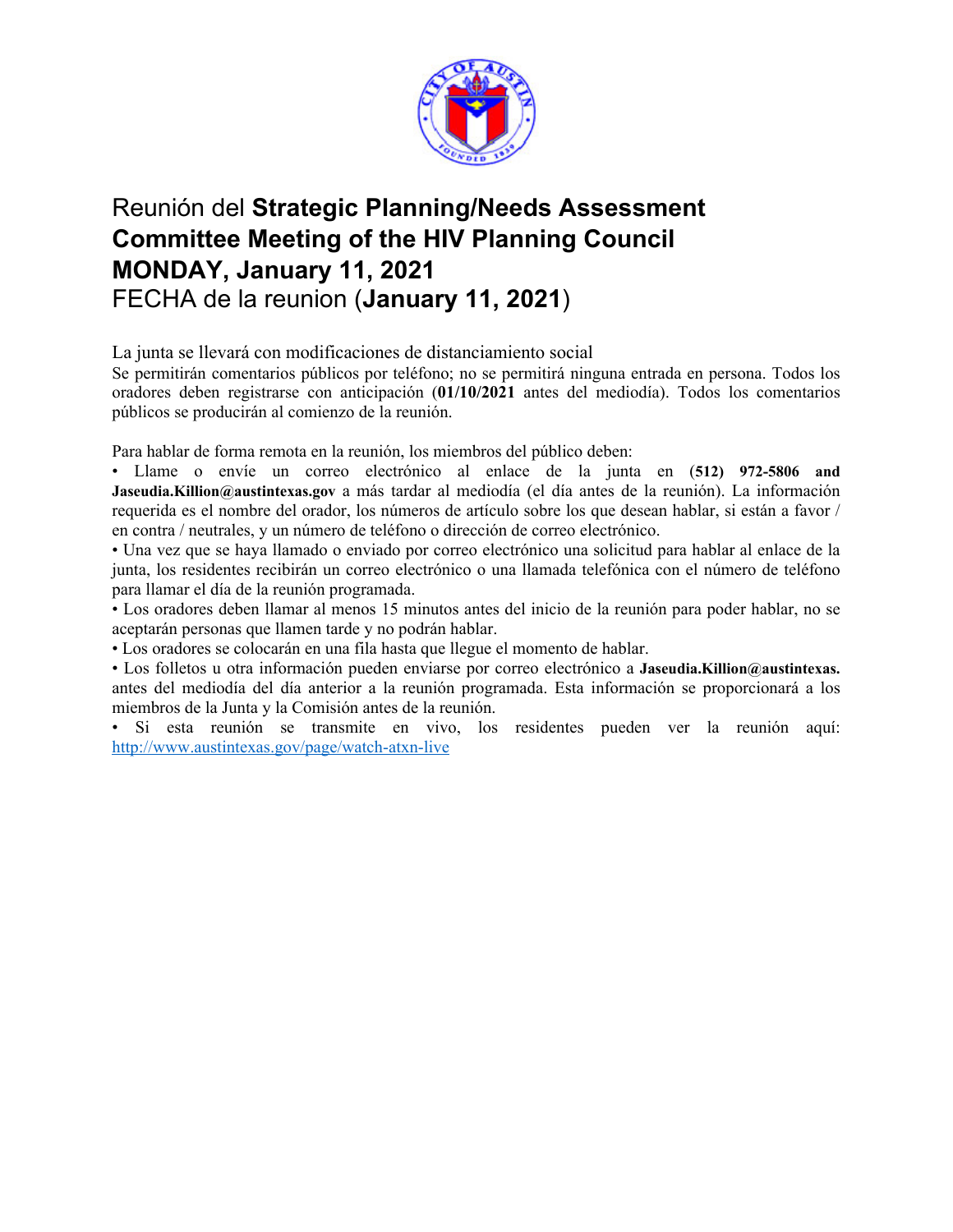# Reunión del **Strategic Planning/Needs Assessment Committee Meeting of the HIV Planning Council MONDAY, January 11, 2021**

## FECHA de la reunion (**January 11, 2021**)

La junta se llevará con modificaciones de distanciamiento social

Se permitirán comentarios públicos por teléfono; no se permitirá ninguna entrada en persona. Todos los oradores deben registrarse con anticipación (**01/10/2021** antes del mediodía). Todos los comentarios públicos se producirán al comienzo de la reunión.

Para hablar de forma remota en la reunión, los miembros del público deben:

- Llame o envíe un correo electrónico al enlace de la junta en **(512) 972-5806 and Jaseudia.Killion@austintexas.gov** a más tardar al mediodía (el día antes de la reunión). La información requerida es el nombre del orador, los números de artículo sobre los que desean hablar, si están a favor / en contra / neutrales, y un número de teléfono o dirección de correo electrónico.
- Una vez que se haya llamado o enviado por correo electrónico una solicitud para hablar al enlace de la junta, los residentes recibirán un correo electrónico o una llamada telefónica con el número de teléfono para llamar el día de la reunión programada.
- Los oradores deben llamar al menos 15 minutos antes del inicio de la reunión para poder hablar, no se aceptarán personas que llamen tarde y no podrán hablar.
- Los oradores se colocarán en una fila hasta que llegue el momento de hablar.
- Los folletos u otra información pueden enviarse por correo electrónico a **Jaseudia.Killion@austintexas.** antes del mediodía del día anterior a la reunión programada. Esta información se proporcionará a los miembros de la Junta y la Comisión antes de la reunión.
- Si esta reunión se transmite en vivo, los residentes pueden ver la reunión aquí: http://www.austintexas.gov/page/watch-atxn-live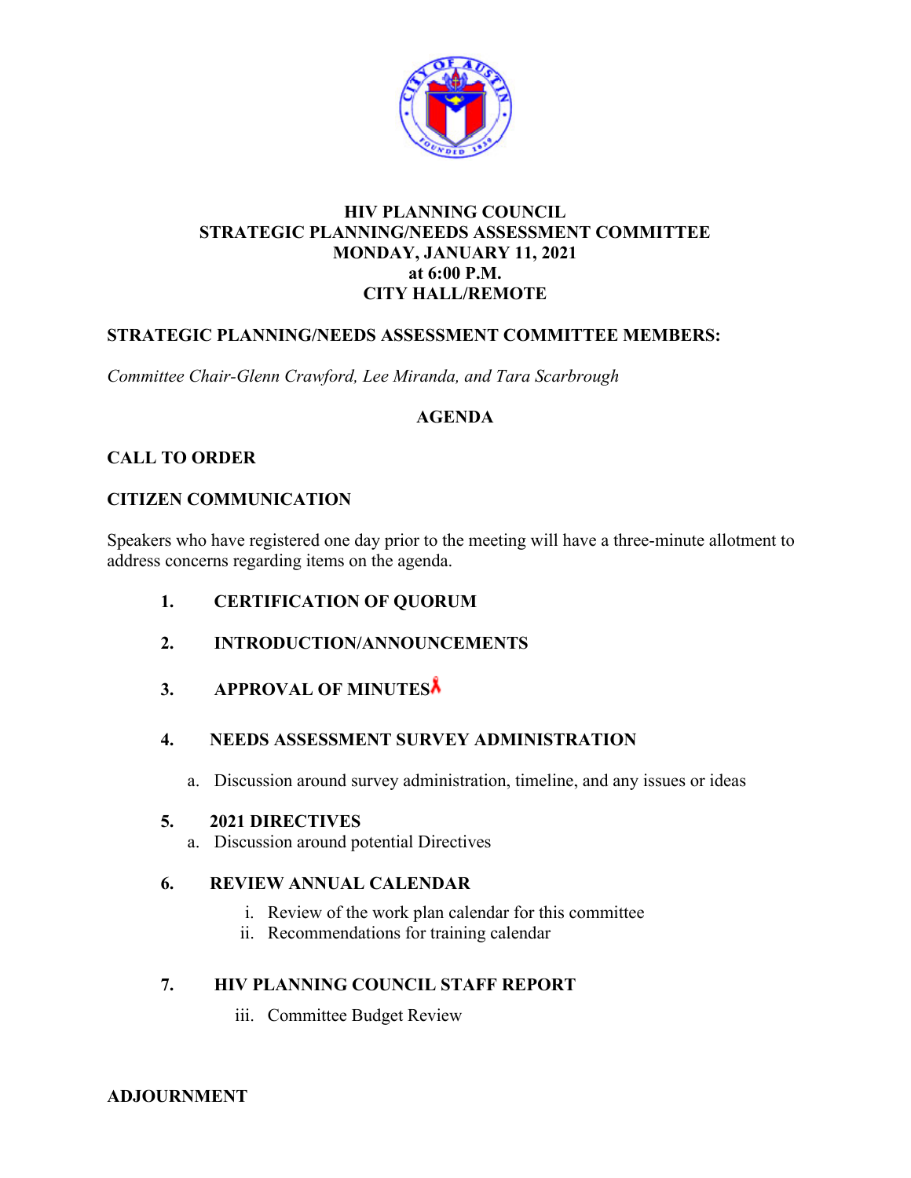**HIV PLANNING COUNCIL**
**STRATEGIC PLANNING/NEEDS ASSESSMENT COMMITTEE**
**MONDAY, JANUARY 11, 2021**
**at 6:00 P.M.**
**CITY HALL/REMOTE**

**STRATEGIC PLANNING/NEEDS ASSESSMENT COMMITTEE MEMBERS:**

*Committee Chair-Glenn Crawford, Lee Miranda, and Tara Scarbrough*

## AGENDA

**CALL TO ORDER**

**CITIZEN COMMUNICATION**

Speakers who have registered one day prior to the meeting will have a three-minute allotment to address concerns regarding items on the agenda.

1. **CERTIFICATION OF QUORUM**

2. **INTRODUCTION/ANNOUNCEMENTS**

3. **APPROVAL OF MINUTES**

4. **NEEDS ASSESSMENT SURVEY ADMINISTRATION**

   a. Discussion around survey administration, timeline, and any issues or ideas

5. **2021 DIRECTIVES**

   a. Discussion around potential Directives

6. **REVIEW ANNUAL CALENDAR**

   i. Review of the work plan calendar for this committee
   
   ii. Recommendations for training calendar

7. **HIV PLANNING COUNCIL STAFF REPORT**

   iii. Committee Budget Review

**ADJOURNMENT**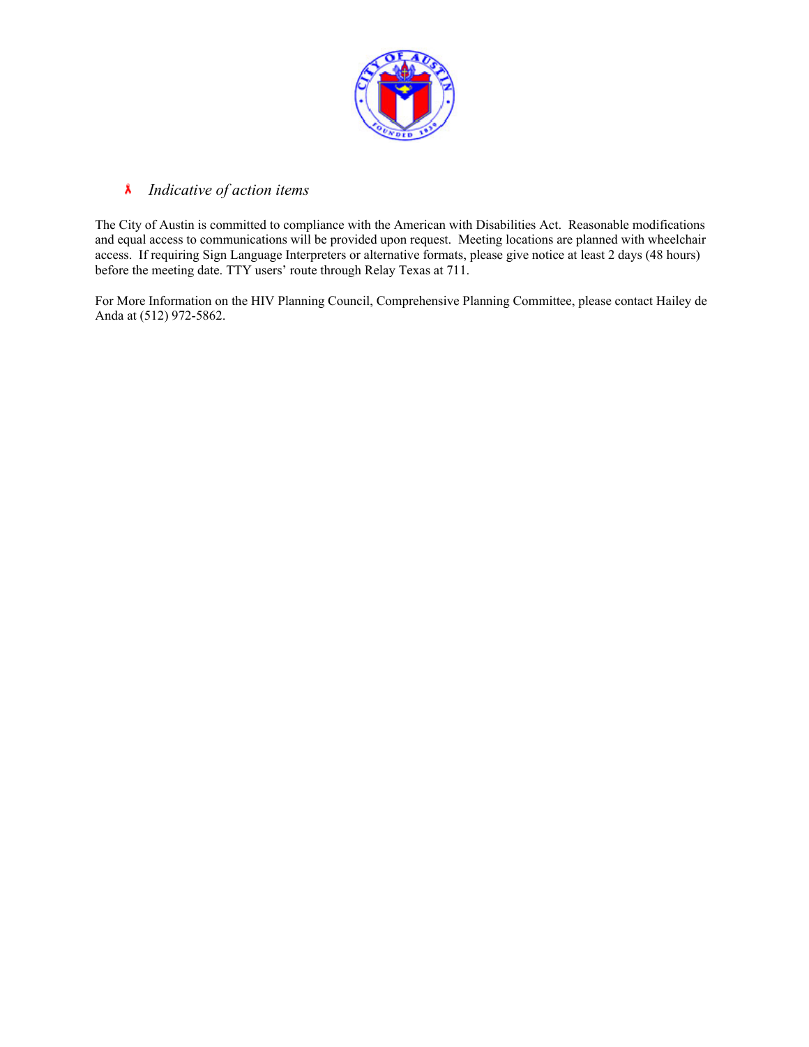🎗 *Indicative of action items*

The City of Austin is committed to compliance with the American with Disabilities Act. Reasonable modifications and equal access to communications will be provided upon request. Meeting locations are planned with wheelchair access. If requiring Sign Language Interpreters or alternative formats, please give notice at least 2 days (48 hours) before the meeting date. TTY users' route through Relay Texas at 711.

For More Information on the HIV Planning Council, Comprehensive Planning Committee, please contact Hailey de Anda at (512) 972-5862.